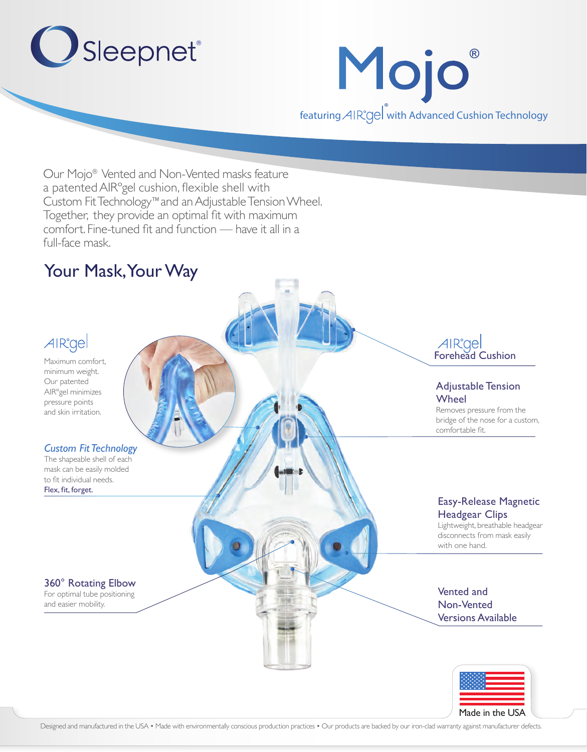# Sleepnet®

# Mojo®

featuring AIR°gel® with Advanced Cushion Technology

Our Mojo® Vented and Non-Vented masks feature a patented AIR°gel cushion, flexible shell with Custom Fit Technology™ and an Adjustable Tension Wheel. Together, they provide an optimal fit with maximum comfort. Fine-tuned fit and function — have it all in a full-face mask.

## Your Mask, Your Way

### AIR°gel

Maximum comfort, minimum weight. Our patented AIR°gel minimizes pressure points and skin irritation.

### *Custom Fit Technology*

The shapeable shell of each mask can be easily molded to fit individual needs. **Flex, fit, forget.**

### 360° Rotating Elbow

For optimal tube positioning and easier mobility.

### AIR°gel Forehead Cushion

### Adjustable Tension Wheel

Removes pressure from the bridge of the nose for a custom, comfortable fit.

### Easy-Release Magnetic Headgear Clips

Lightweight, breathable headgear disconnects from mask easily with one hand.

### Vented and Non-Vented Versions Available

Made in the USA

Designed and manufactured in the USA • Made with environmentally conscious production practices • Our products are backed by our iron-clad warranty against manufacturer defects.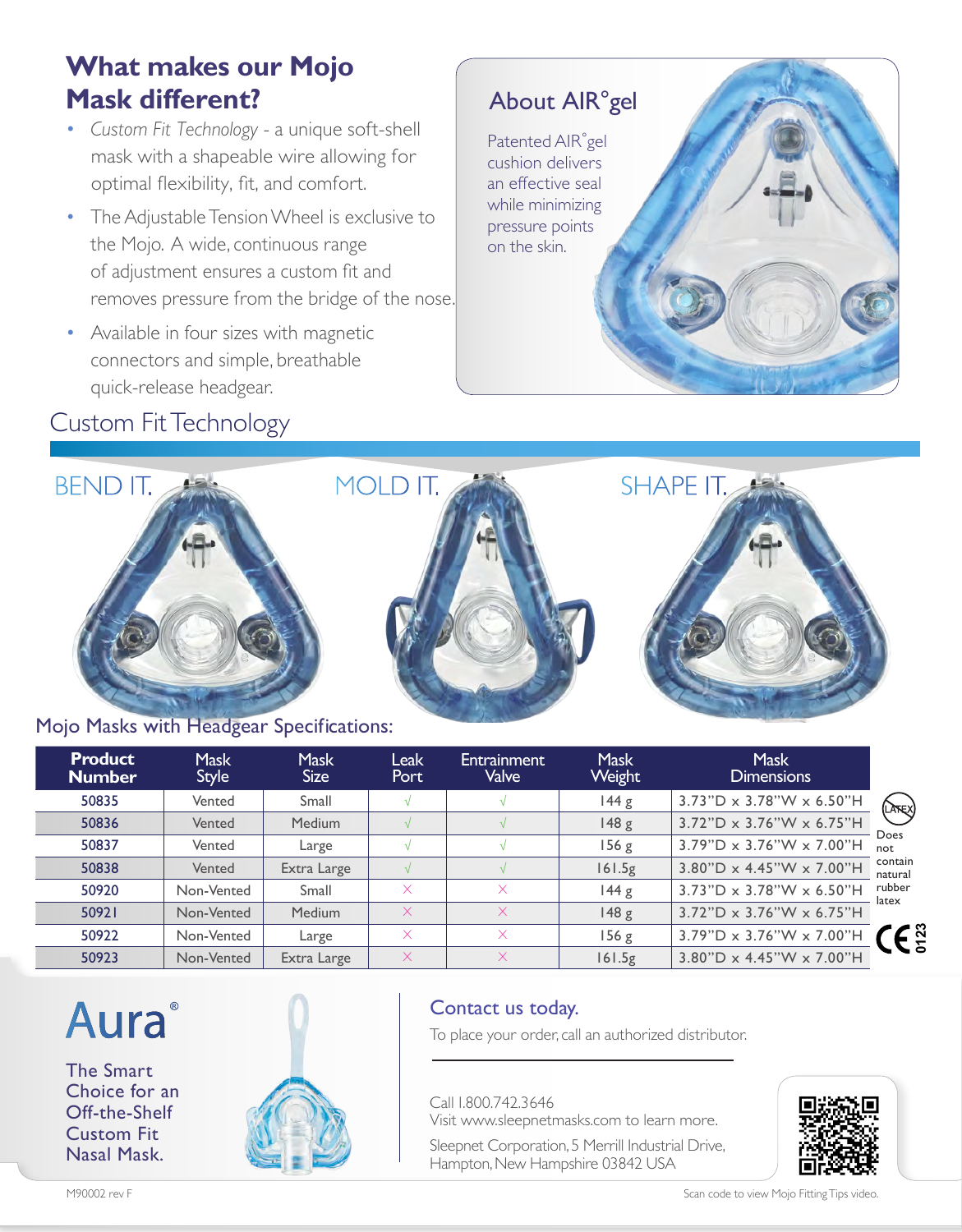## What makes our Mojo Mask different?

- *Custom Fit Technology* - a unique soft-shell mask with a shapeable wire allowing for optimal flexibility, fit, and comfort.
- The Adjustable Tension Wheel is exclusive to the Mojo. A wide, continuous range of adjustment ensures a custom fit and removes pressure from the bridge of the nose.
- Available in four sizes with magnetic connectors and simple, breathable quick-release headgear.

### About AIR°gel

Patented AIR°gel cushion delivers an effective seal while minimizing pressure points on the skin.

## Custom Fit Technology

BEND IT. MOLD IT. SHAPE IT.

### Mojo Masks with Headgear Specifications:

| Product Number | Mask Style | Mask Size | Leak Port | Entrainment Valve | Mask Weight | Mask Dimensions |
|---|---|---|---|---|---|---|
| 50835 | Vented | Small | √ | √ | 144 g | 3.73"D x 3.78"W x 6.50"H |
| 50836 | Vented | Medium | √ | √ | 148 g | 3.72"D x 3.76"W x 6.75"H |
| 50837 | Vented | Large | √ | √ | 156 g | 3.79"D x 3.76"W x 7.00"H |
| 50838 | Vented | Extra Large | √ | √ | 161.5g | 3.80"D x 4.45"W x 7.00"H |
| 50920 | Non-Vented | Small | × | × | 144 g | 3.73"D x 3.78"W x 6.50"H |
| 50921 | Non-Vented | Medium | × | × | 148 g | 3.72"D x 3.76"W x 6.75"H |
| 50922 | Non-Vented | Large | × | × | 156 g | 3.79"D x 3.76"W x 7.00"H |
| 50923 | Non-Vented | Extra Large | × | × | 161.5g | 3.80"D x 4.45"W x 7.00"H |

LATEX Does not contain natural rubber latex

CE 0123

# Aura®

The Smart Choice for an Off-the-Shelf Custom Fit Nasal Mask.

### Contact us today.

To place your order, call an authorized distributor.

Call 1.800.742.3646
Visit www.sleepnetmasks.com to learn more.

Sleepnet Corporation, 5 Merrill Industrial Drive,
Hampton, New Hampshire 03842 USA

Scan code to view Mojo Fitting Tips video.

M90002 rev F